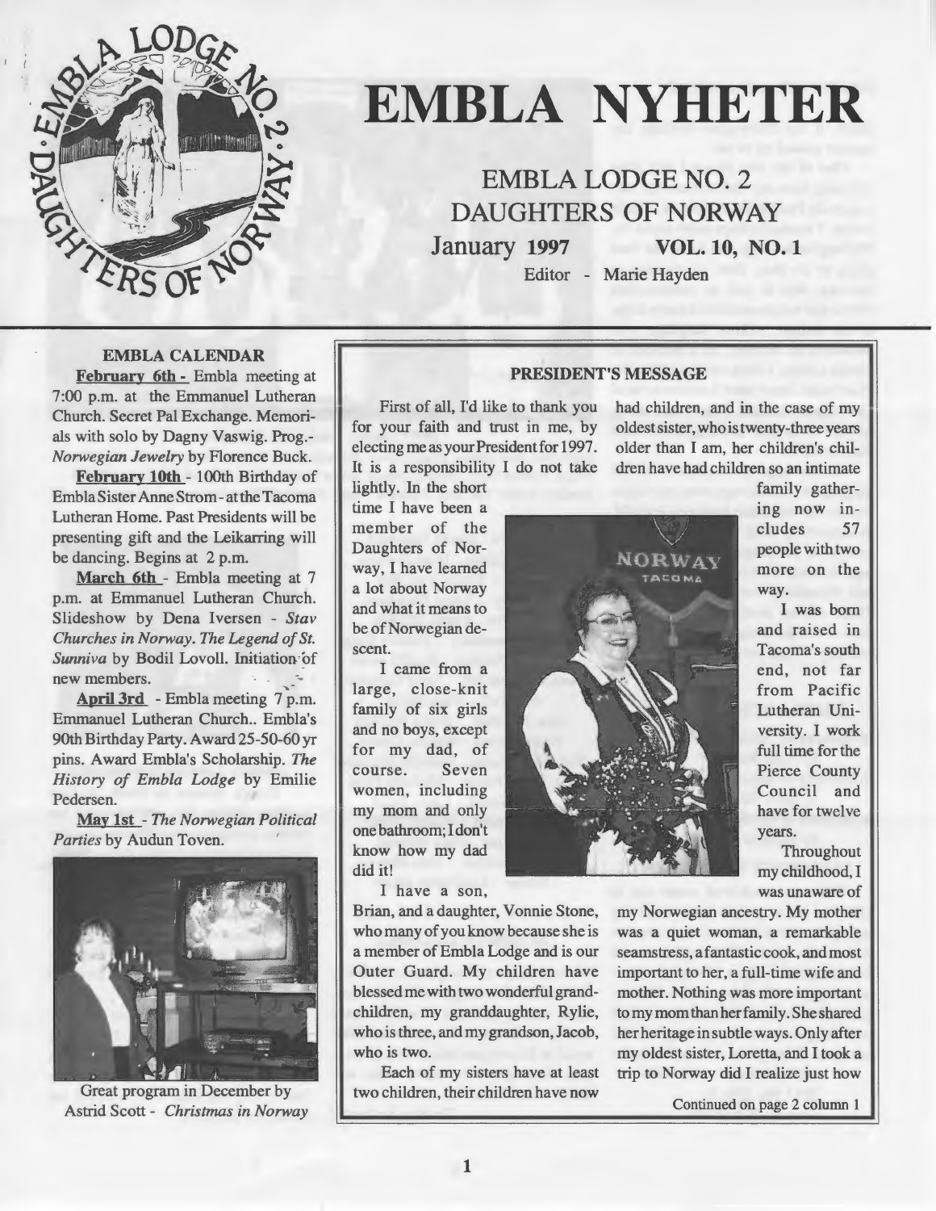# EMBLA NYHETER

## EMBLA LODGE NO. 2
## DAUGHTERS OF NORWAY

**January 1997** **VOL. 10, NO. 1**

Editor - Marie Hayden

### EMBLA CALENDAR

**February 6th** - Embla meeting at 7:00 p.m. at the Emmanuel Lutheran Church. Secret Pal Exchange. Memorials with solo by Dagny Vaswig. Prog.- *Norwegian Jewelry* by Florence Buck.

**February 10th** - 100th Birthday of Embla Sister Anne Strom - at the Tacoma Lutheran Home. Past Presidents will be presenting gift and the Leikarring will be dancing. Begins at 2 p.m.

**March 6th** - Embla meeting at 7 p.m. at Emmanuel Lutheran Church. Slideshow by Dena Iversen - *Stav Churches in Norway. The Legend of St. Sunniva* by Bodil Lovoll. Initiation of new members.

**April 3rd** - Embla meeting 7 p.m. Emmanuel Lutheran Church.. Embla's 90th Birthday Party. Award 25-50-60 yr pins. Award Embla's Scholarship. *The History of Embla Lodge* by Emilie Pedersen.

**May 1st** - *The Norwegian Political Parties* by Audun Toven.

Great program in December by Astrid Scott - *Christmas in Norway*

### PRESIDENT'S MESSAGE

First of all, I'd like to thank you for your faith and trust in me, by electing me as your President for 1997. It is a responsibility I do not take lightly. In the short time I have been a member of the Daughters of Norway, I have learned a lot about Norway and what it means to be of Norwegian descent.

I came from a large, close-knit family of six girls and no boys, except for my dad, of course. Seven women, including my mom and only one bathroom; I don't know how my dad did it!

I have a son, Brian, and a daughter, Vonnie Stone, who many of you know because she is a member of Embla Lodge and is our Outer Guard. My children have blessed me with two wonderful grandchildren, my granddaughter, Rylie, who is three, and my grandson, Jacob, who is two.

Each of my sisters have at least two children, their children have now had children, and in the case of my oldest sister, who is twenty-three years older than I am, her children's children have had children so an intimate family gathering now includes 57 people with two more on the way.

I was born and raised in Tacoma's south end, not far from Pacific Lutheran University. I work full time for the Pierce County Council and have for twelve years.

Throughout my childhood, I was unaware of my Norwegian ancestry. My mother was a quiet woman, a remarkable seamstress, a fantastic cook, and most important to her, a full-time wife and mother. Nothing was more important to my mom than her family. She shared her heritage in subtle ways. Only after my oldest sister, Loretta, and I took a trip to Norway did I realize just how

Continued on page 2 column 1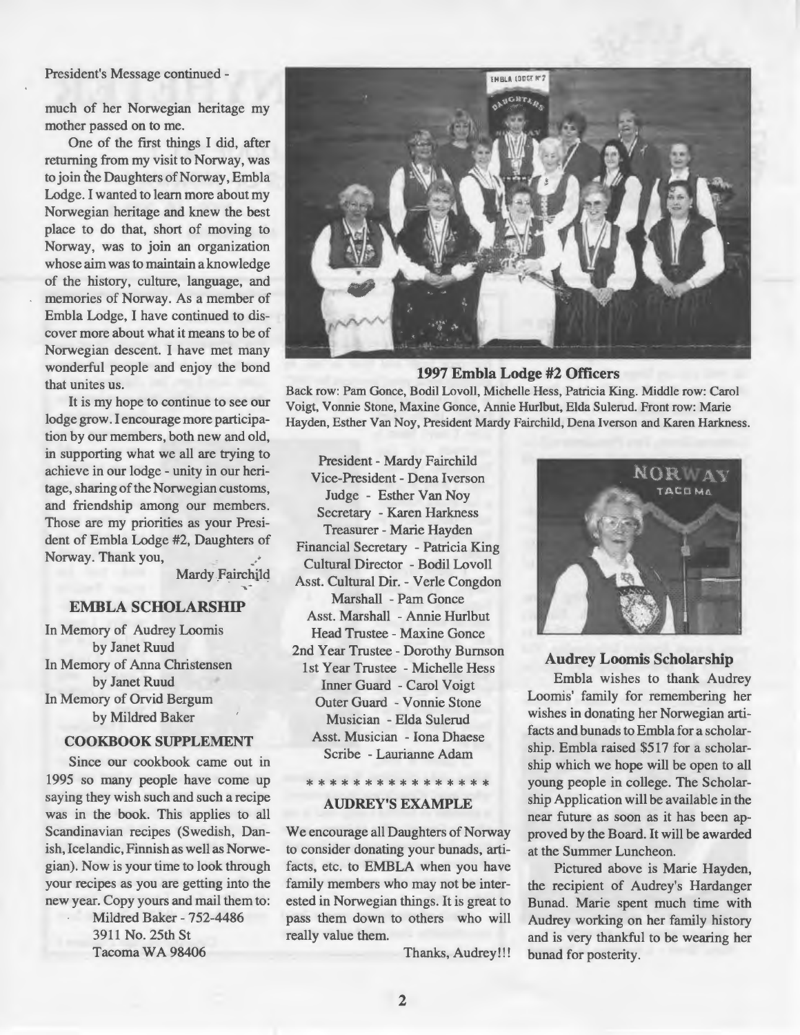President's Message continued -

much of her Norwegian heritage my mother passed on to me.

One of the first things I did, after returning from my visit to Norway, was to join the Daughters of Norway, Embla Lodge. I wanted to learn more about my Norwegian heritage and knew the best place to do that, short of moving to Norway, was to join an organization whose aim was to maintain a knowledge of the history, culture, language, and memories of Norway. As a member of Embla Lodge, I have continued to discover more about what it means to be of Norwegian descent. I have met many wonderful people and enjoy the bond that unites us.

It is my hope to continue to see our lodge grow. I encourage more participation by our members, both new and old, in supporting what we all are trying to achieve in our lodge - unity in our heritage, sharing of the Norwegian customs, and friendship among our members. Those are my priorities as your President of Embla Lodge #2, Daughters of Norway. Thank you,

Mardy Fairchild

## EMBLA SCHOLARSHIP

In Memory of Audrey Loomis
by Janet Ruud
In Memory of Anna Christensen
by Janet Ruud
In Memory of Orvid Bergum
by Mildred Baker

### COOKBOOK SUPPLEMENT

Since our cookbook came out in 1995 so many people have come up saying they wish such and such a recipe was in the book. This applies to all Scandinavian recipes (Swedish, Danish, Icelandic, Finnish as well as Norwegian). Now is your time to look through your recipes as you are getting into the new year. Copy yours and mail them to:

Mildred Baker - 752-4486
3911 No. 25th St
Tacoma WA 98406

**1997 Embla Lodge #2 Officers**

Back row: Pam Gonce, Bodil Lovoll, Michelle Hess, Patricia King. Middle row: Carol Voigt, Vonnie Stone, Maxine Gonce, Annie Hurlbut, Elda Sulerud. Front row: Marie Hayden, Esther Van Noy, President Mardy Fairchild, Dena Iverson and Karen Harkness.

President - Mardy Fairchild
Vice-President - Dena Iverson
Judge - Esther Van Noy
Secretary - Karen Harkness
Treasurer - Marie Hayden
Financial Secretary - Patricia King
Cultural Director - Bodil Lovoll
Asst. Cultural Dir. - Verle Congdon
Marshall - Pam Gonce
Asst. Marshall - Annie Hurlbut
Head Trustee - Maxine Gonce
2nd Year Trustee - Dorothy Burnson
1st Year Trustee - Michelle Hess
Inner Guard - Carol Voigt
Outer Guard - Vonnie Stone
Musician - Elda Sulerud
Asst. Musician - Iona Dhaese
Scribe - Laurianne Adam

* * * * * * * * * * * * * * *

### AUDREY'S EXAMPLE

We encourage all Daughters of Norway to consider donating your bunads, artifacts, etc. to EMBLA when you have family members who may not be interested in Norwegian things. It is great to pass them down to others who will really value them.

Thanks, Audrey!!!

### Audrey Loomis Scholarship

Embla wishes to thank Audrey Loomis' family for remembering her wishes in donating her Norwegian artifacts and bunads to Embla for a scholarship. Embla raised $517 for a scholarship which we hope will be open to all young people in college. The Scholarship Application will be available in the near future as soon as it has been approved by the Board. It will be awarded at the Summer Luncheon.

Pictured above is Marie Hayden, the recipient of Audrey's Hardanger Bunad. Marie spent much time with Audrey working on her family history and is very thankful to be wearing her bunad for posterity.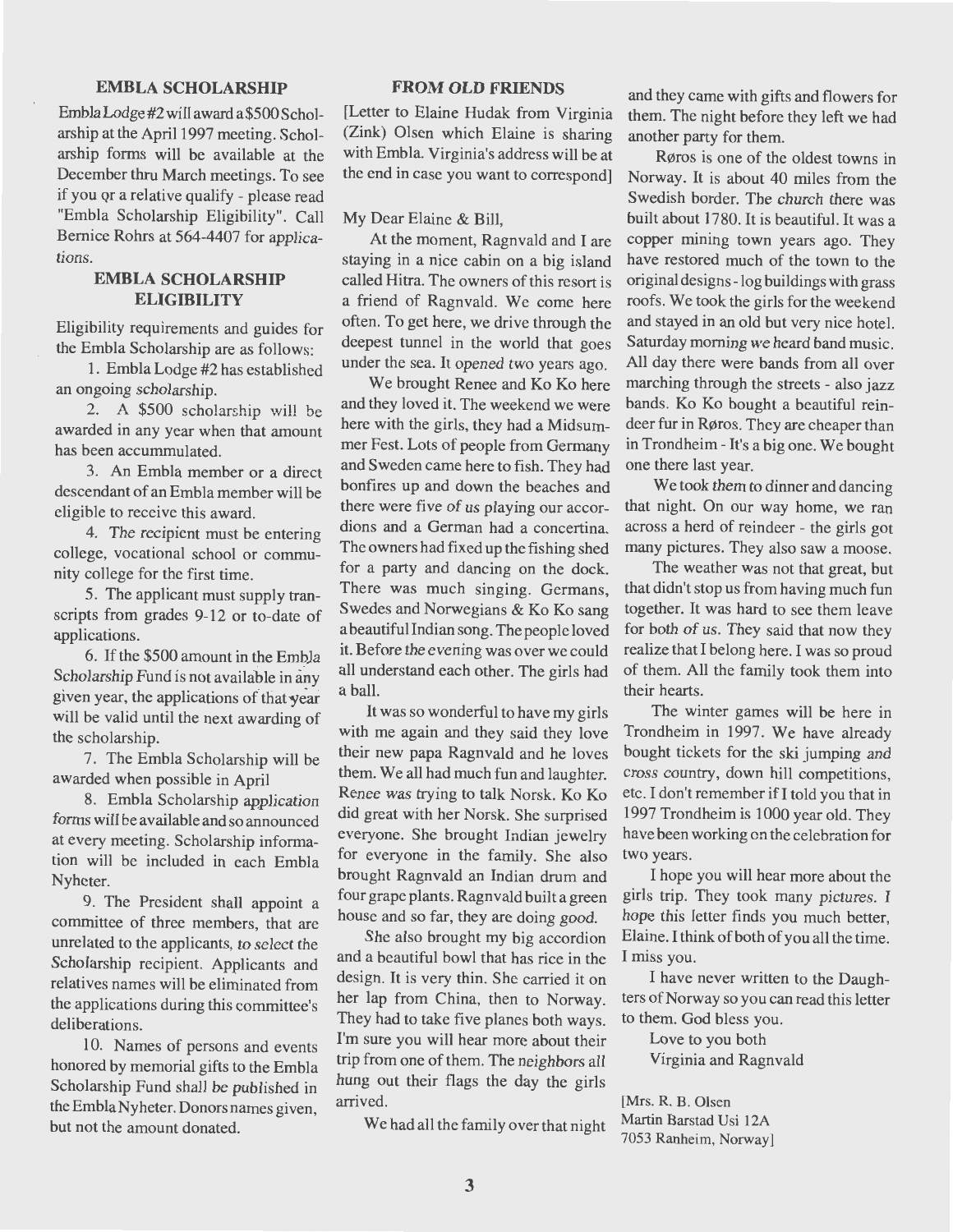## EMBLA SCHOLARSHIP

Embla Lodge #2 will award a $500 Scholarship at the April 1997 meeting. Scholarship forms will be available at the December thru March meetings. To see if you or a relative qualify - please read "Embla Scholarship Eligibility". Call Bernice Rohrs at 564-4407 for applications.

## EMBLA SCHOLARSHIP ELIGIBILITY

Eligibility requirements and guides for the Embla Scholarship are as follows:

1. Embla Lodge #2 has established an ongoing scholarship.
2. A $500 scholarship will be awarded in any year when that amount has been accummulated.
3. An Embla member or a direct descendant of an Embla member will be eligible to receive this award.
4. The recipient must be entering college, vocational school or community college for the first time.
5. The applicant must supply transcripts from grades 9-12 or to-date of applications.
6. If the $500 amount in the Embla Scholarship Fund is not available in any given year, the applications of that year will be valid until the next awarding of the scholarship.
7. The Embla Scholarship will be awarded when possible in April
8. Embla Scholarship application forms will be available and so announced at every meeting. Scholarship information will be included in each Embla Nyheter.
9. The President shall appoint a committee of three members, that are unrelated to the applicants, to select the Scholarship recipient. Applicants and relatives names will be eliminated from the applications during this committee's deliberations.
10. Names of persons and events honored by memorial gifts to the Embla Scholarship Fund shall be published in the Embla Nyheter. Donors names given, but not the amount donated.

## FROM OLD FRIENDS

[Letter to Elaine Hudak from Virginia (Zink) Olsen which Elaine is sharing with Embla. Virginia's address will be at the end in case you want to correspond]

My Dear Elaine & Bill,

At the moment, Ragnvald and I are staying in a nice cabin on a big island called Hitra. The owners of this resort is a friend of Ragnvald. We come here often. To get here, we drive through the deepest tunnel in the world that goes under the sea. It opened two years ago.

We brought Renee and Ko Ko here and they loved it. The weekend we were here with the girls, they had a Midsummer Fest. Lots of people from Germany and Sweden came here to fish. They had bonfires up and down the beaches and there were five of us playing our accordions and a German had a concertina. The owners had fixed up the fishing shed for a party and dancing on the dock. There was much singing. Germans, Swedes and Norwegians & Ko Ko sang a beautiful Indian song. The people loved it. Before the evening was over we could all understand each other. The girls had a ball.

It was so wonderful to have my girls with me again and they said they love their new papa Ragnvald and he loves them. We all had much fun and laughter. Renee was trying to talk Norsk. Ko Ko did great with her Norsk. She surprised everyone. She brought Indian jewelry for everyone in the family. She also brought Ragnvald an Indian drum and four grape plants. Ragnvald built a green house and so far, they are doing good.

She also brought my big accordion and a beautiful bowl that has rice in the design. It is very thin. She carried it on her lap from China, then to Norway. They had to take five planes both ways. I'm sure you will hear more about their trip from one of them. The neighbors all hung out their flags the day the girls arrived.

We had all the family over that night and they came with gifts and flowers for them. The night before they left we had another party for them.

Røros is one of the oldest towns in Norway. It is about 40 miles from the Swedish border. The church there was built about 1780. It is beautiful. It was a copper mining town years ago. They have restored much of the town to the original designs - log buildings with grass roofs. We took the girls for the weekend and stayed in an old but very nice hotel. Saturday morning we heard band music. All day there were bands from all over marching through the streets - also jazz bands. Ko Ko bought a beautiful reindeer fur in Røros. They are cheaper than in Trondheim - It's a big one. We bought one there last year.

We took them to dinner and dancing that night. On our way home, we ran across a herd of reindeer - the girls got many pictures. They also saw a moose.

The weather was not that great, but that didn't stop us from having much fun together. It was hard to see them leave for both of us. They said that now they realize that I belong here. I was so proud of them. All the family took them into their hearts.

The winter games will be here in Trondheim in 1997. We have already bought tickets for the ski jumping and cross country, down hill competitions, etc. I don't remember if I told you that in 1997 Trondheim is 1000 year old. They have been working on the celebration for two years.

I hope you will hear more about the girls trip. They took many pictures. I hope this letter finds you much better, Elaine. I think of both of you all the time. I miss you.

I have never written to the Daughters of Norway so you can read this letter to them. God bless you.

Love to you both
Virginia and Ragnvald

[Mrs. R. B. Olsen
Martin Barstad Usi 12A
7053 Ranheim, Norway]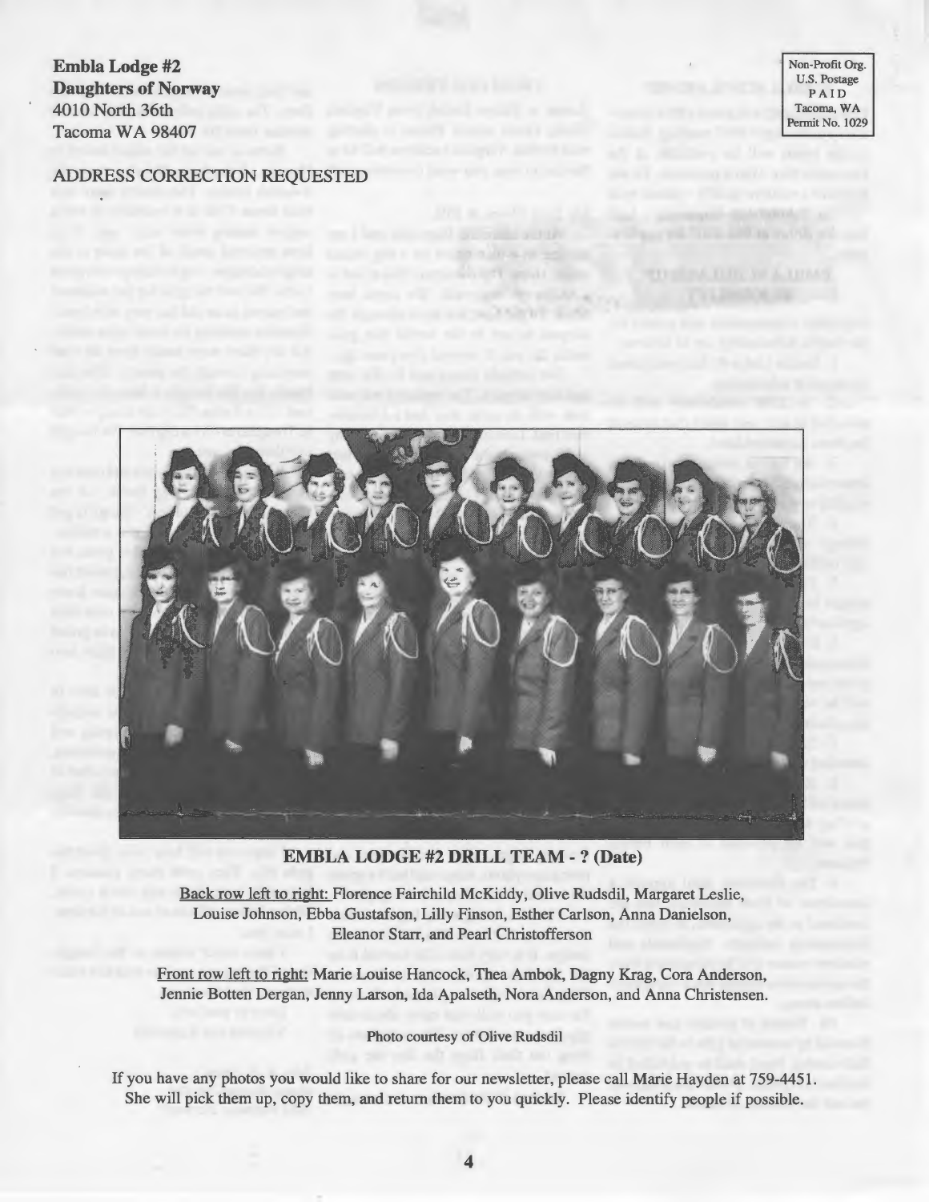**Embla Lodge #2**
**Daughters of Norway**
4010 North 36th
Tacoma WA 98407

ADDRESS CORRECTION REQUESTED

Non-Profit Org.
U.S. Postage
PAID
Tacoma, WA
Permit No. 1029

**EMBLA LODGE #2 DRILL TEAM - ? (Date)**

Back row left to right: Florence Fairchild McKiddy, Olive Rudsdil, Margaret Leslie, Louise Johnson, Ebba Gustafson, Lilly Finson, Esther Carlson, Anna Danielson, Eleanor Starr, and Pearl Christofferson

Front row left to right: Marie Louise Hancock, Thea Ambok, Dagny Krag, Cora Anderson, Jennie Botten Dergan, Jenny Larson, Ida Apalseth, Nora Anderson, and Anna Christensen.

Photo courtesy of Olive Rudsdil

If you have any photos you would like to share for our newsletter, please call Marie Hayden at 759-4451. She will pick them up, copy them, and return them to you quickly. Please identify people if possible.